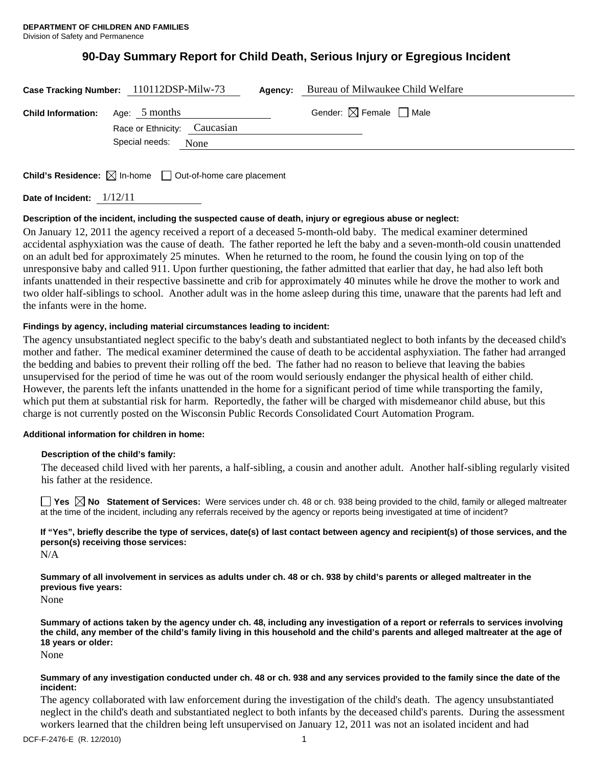**DEPARTMENT OF CHILDREN AND FAMILIES**
Division of Safety and Permanence

# 90-Day Summary Report for Child Death, Serious Injury or Egregious Incident

**Case Tracking Number:** 110112DSP-Milw-73 **Agency:** Bureau of Milwaukee Child Welfare

**Child Information:** Age: 5 months Gender: ☒ Female ☐ Male

Race or Ethnicity: Caucasian

Special needs: None

**Child's Residence:** ☒ In-home ☐ Out-of-home care placement

**Date of Incident:** 1/12/11

**Description of the incident, including the suspected cause of death, injury or egregious abuse or neglect:**

On January 12, 2011 the agency received a report of a deceased 5-month-old baby. The medical examiner determined accidental asphyxiation was the cause of death. The father reported he left the baby and a seven-month-old cousin unattended on an adult bed for approximately 25 minutes. When he returned to the room, he found the cousin lying on top of the unresponsive baby and called 911. Upon further questioning, the father admitted that earlier that day, he had also left both infants unattended in their respective bassinette and crib for approximately 40 minutes while he drove the mother to work and two older half-siblings to school. Another adult was in the home asleep during this time, unaware that the parents had left and the infants were in the home.

**Findings by agency, including material circumstances leading to incident:**

The agency unsubstantiated neglect specific to the baby's death and substantiated neglect to both infants by the deceased child's mother and father. The medical examiner determined the cause of death to be accidental asphyxiation. The father had arranged the bedding and babies to prevent their rolling off the bed. The father had no reason to believe that leaving the babies unsupervised for the period of time he was out of the room would seriously endanger the physical health of either child. However, the parents left the infants unattended in the home for a significant period of time while transporting the family, which put them at substantial risk for harm. Reportedly, the father will be charged with misdemeanor child abuse, but this charge is not currently posted on the Wisconsin Public Records Consolidated Court Automation Program.

**Additional information for children in home:**

**Description of the child's family:**

The deceased child lived with her parents, a half-sibling, a cousin and another adult. Another half-sibling regularly visited his father at the residence.

☐ Yes ☒ No **Statement of Services:** Were services under ch. 48 or ch. 938 being provided to the child, family or alleged maltreater at the time of the incident, including any referrals received by the agency or reports being investigated at time of incident?

**If "Yes", briefly describe the type of services, date(s) of last contact between agency and recipient(s) of those services, and the person(s) receiving those services:**

N/A

**Summary of all involvement in services as adults under ch. 48 or ch. 938 by child's parents or alleged maltreater in the previous five years:**

None

**Summary of actions taken by the agency under ch. 48, including any investigation of a report or referrals to services involving the child, any member of the child's family living in this household and the child's parents and alleged maltreater at the age of 18 years or older:**

None

**Summary of any investigation conducted under ch. 48 or ch. 938 and any services provided to the family since the date of the incident:**

The agency collaborated with law enforcement during the investigation of the child's death. The agency unsubstantiated neglect in the child's death and substantiated neglect to both infants by the deceased child's parents. During the assessment workers learned that the children being left unsupervised on January 12, 2011 was not an isolated incident and had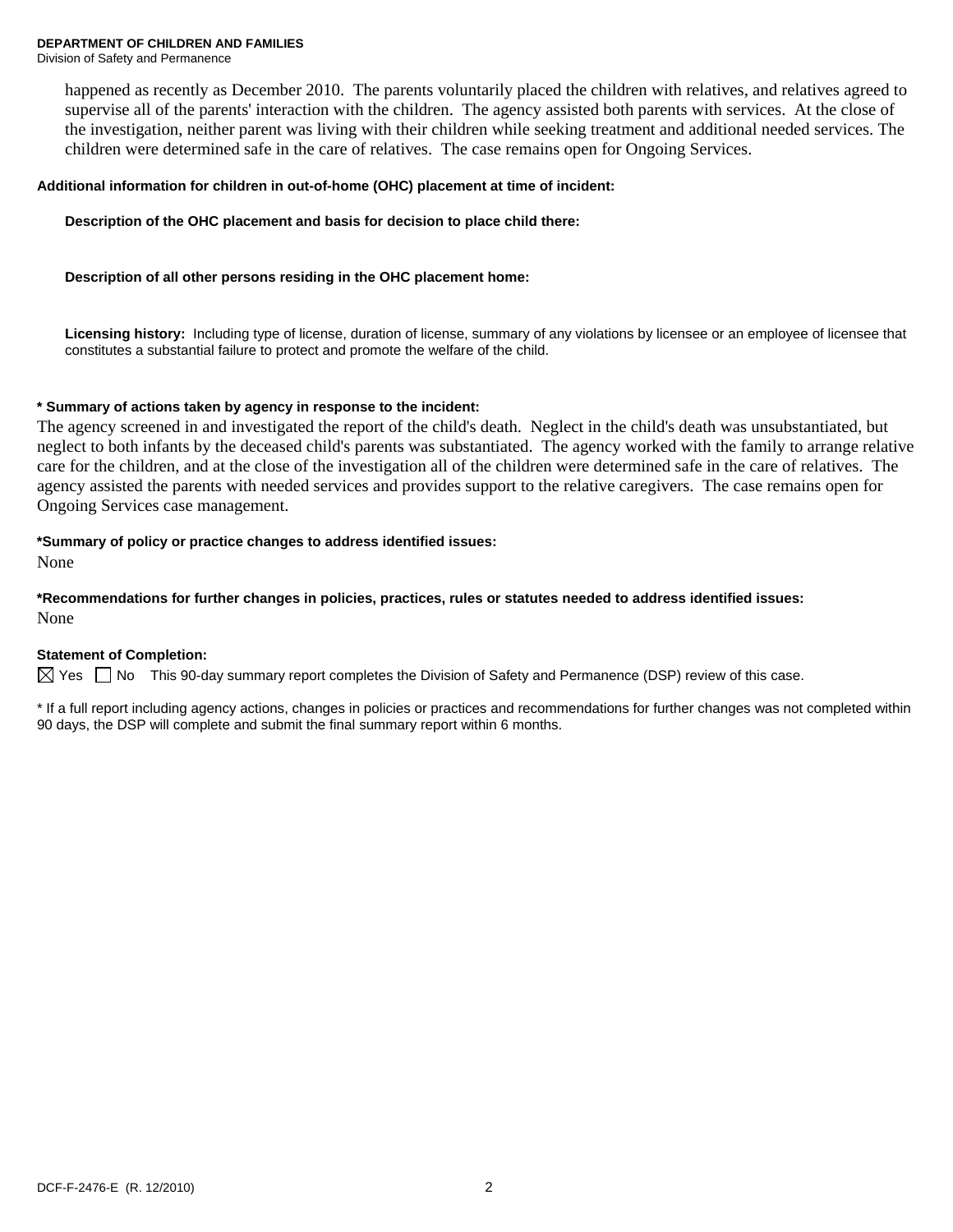happened as recently as December 2010. The parents voluntarily placed the children with relatives, and relatives agreed to supervise all of the parents' interaction with the children. The agency assisted both parents with services. At the close of the investigation, neither parent was living with their children while seeking treatment and additional needed services. The children were determined safe in the care of relatives. The case remains open for Ongoing Services.

**Additional information for children in out-of-home (OHC) placement at time of incident:**

**Description of the OHC placement and basis for decision to place child there:**

**Description of all other persons residing in the OHC placement home:**

**Licensing history:** Including type of license, duration of license, summary of any violations by licensee or an employee of licensee that constitutes a substantial failure to protect and promote the welfare of the child.

**\* Summary of actions taken by agency in response to the incident:**

The agency screened in and investigated the report of the child's death. Neglect in the child's death was unsubstantiated, but neglect to both infants by the deceased child's parents was substantiated. The agency worked with the family to arrange relative care for the children, and at the close of the investigation all of the children were determined safe in the care of relatives. The agency assisted the parents with needed services and provides support to the relative caregivers. The case remains open for Ongoing Services case management.

**\*Summary of policy or practice changes to address identified issues:**

None

**\*Recommendations for further changes in policies, practices, rules or statutes needed to address identified issues:**

None

**Statement of Completion:**

☒ Yes ☐ No This 90-day summary report completes the Division of Safety and Permanence (DSP) review of this case.

\* If a full report including agency actions, changes in policies or practices and recommendations for further changes was not completed within 90 days, the DSP will complete and submit the final summary report within 6 months.